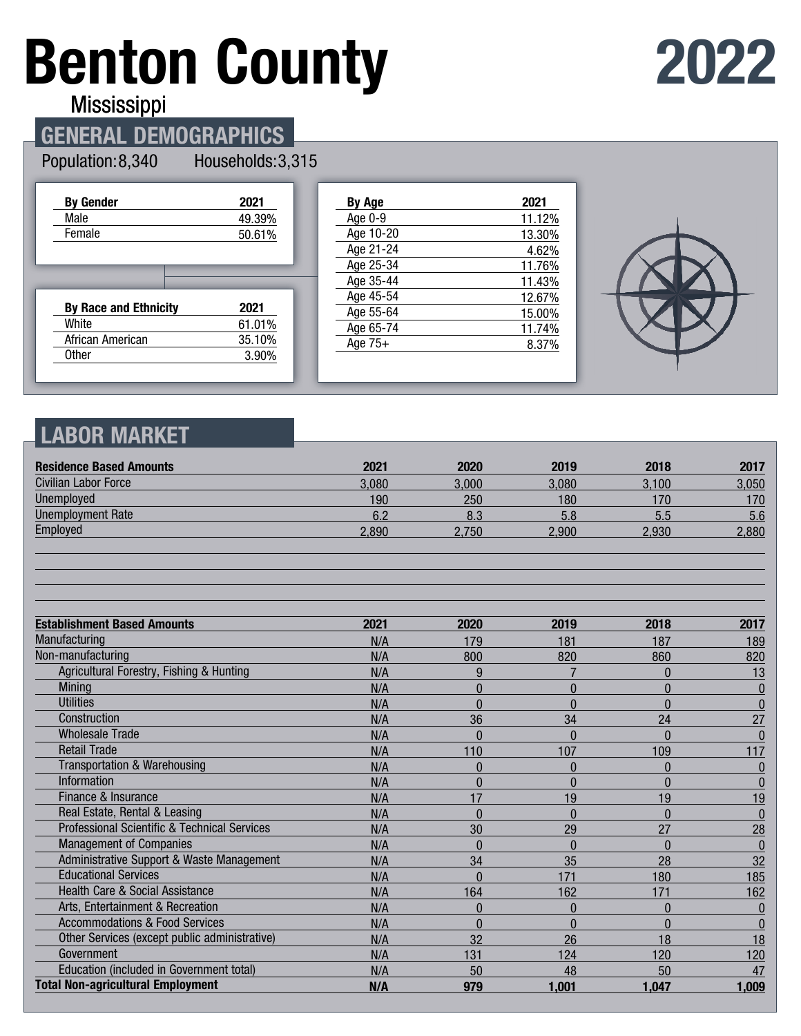# Benton County

Mississippi

# 2022

## GENERAL DEMOGRAPHICS

Population: 8,340 Households: 3,315

| By Gender | 2021 |
|---|---|
| Male | 49.39% |
| Female | 50.61% |

| By Race and Ethnicity | 2021 |
|---|---|
| White | 61.01% |
| African American | 35.10% |
| Other | 3.90% |

| By Age | 2021 |
|---|---|
| Age 0-9 | 11.12% |
| Age 10-20 | 13.30% |
| Age 21-24 | 4.62% |
| Age 25-34 | 11.76% |
| Age 35-44 | 11.43% |
| Age 45-54 | 12.67% |
| Age 55-64 | 15.00% |
| Age 65-74 | 11.74% |
| Age 75+ | 8.37% |

## LABOR MARKET

| Residence Based Amounts | 2021 | 2020 | 2019 | 2018 | 2017 |
|---|---|---|---|---|---|
| Civilian Labor Force | 3,080 | 3,000 | 3,080 | 3,100 | 3,050 |
| Unemployed | 190 | 250 | 180 | 170 | 170 |
| Unemployment Rate | 6.2 | 8.3 | 5.8 | 5.5 | 5.6 |
| Employed | 2,890 | 2,750 | 2,900 | 2,930 | 2,880 |

| Establishment Based Amounts | 2021 | 2020 | 2019 | 2018 | 2017 |
|---|---|---|---|---|---|
| Manufacturing | N/A | 179 | 181 | 187 | 189 |
| Non-manufacturing | N/A | 800 | 820 | 860 | 820 |
| Agricultural Forestry, Fishing & Hunting | N/A | 9 | 7 | 0 | 13 |
| Mining | N/A | 0 | 0 | 0 | 0 |
| Utilities | N/A | 0 | 0 | 0 | 0 |
| Construction | N/A | 36 | 34 | 24 | 27 |
| Wholesale Trade | N/A | 0 | 0 | 0 | 0 |
| Retail Trade | N/A | 110 | 107 | 109 | 117 |
| Transportation & Warehousing | N/A | 0 | 0 | 0 | 0 |
| Information | N/A | 0 | 0 | 0 | 0 |
| Finance & Insurance | N/A | 17 | 19 | 19 | 19 |
| Real Estate, Rental & Leasing | N/A | 0 | 0 | 0 | 0 |
| Professional Scientific & Technical Services | N/A | 30 | 29 | 27 | 28 |
| Management of Companies | N/A | 0 | 0 | 0 | 0 |
| Administrative Support & Waste Management | N/A | 34 | 35 | 28 | 32 |
| Educational Services | N/A | 0 | 171 | 180 | 185 |
| Health Care & Social Assistance | N/A | 164 | 162 | 171 | 162 |
| Arts, Entertainment & Recreation | N/A | 0 | 0 | 0 | 0 |
| Accommodations & Food Services | N/A | 0 | 0 | 0 | 0 |
| Other Services (except public administrative) | N/A | 32 | 26 | 18 | 18 |
| Government | N/A | 131 | 124 | 120 | 120 |
| Education (included in Government total) | N/A | 50 | 48 | 50 | 47 |
| **Total Non-agricultural Employment** | **N/A** | **979** | **1,001** | **1,047** | **1,009** |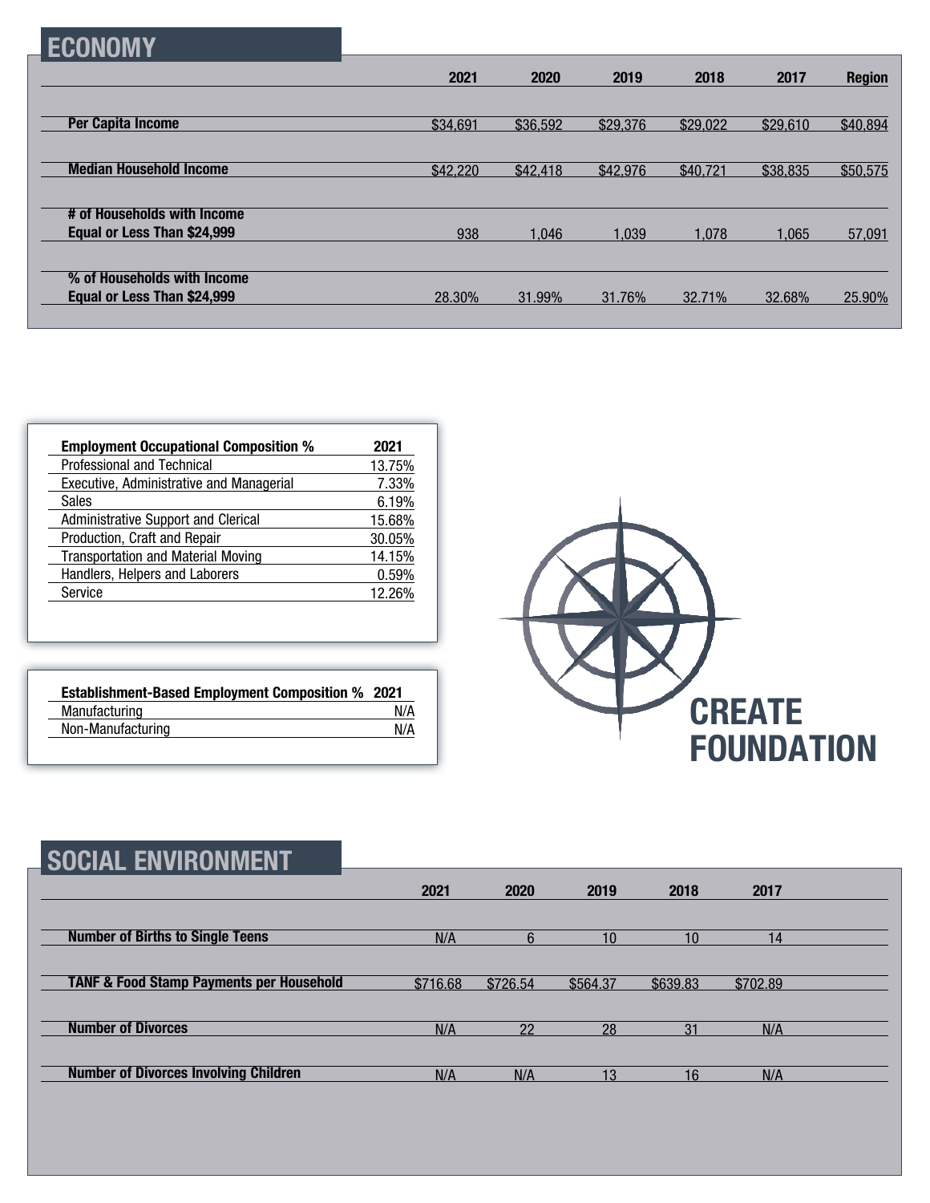## ECONOMY

| | 2021 | 2020 | 2019 | 2018 | 2017 | Region |
|---|---|---|---|---|---|---|
| **Per Capita Income** | $34,691 | $36,592 | $29,376 | $29,022 | $29,610 | $40,894 |
| **Median Household Income** | $42,220 | $42,418 | $42,976 | $40,721 | $38,835 | $50,575 |
| **# of Households with Income Equal or Less Than $24,999** | 938 | 1,046 | 1,039 | 1,078 | 1,065 | 57,091 |
| **% of Households with Income Equal or Less Than $24,999** | 28.30% | 31.99% | 31.76% | 32.71% | 32.68% | 25.90% |

| **Employment Occupational Composition %** | **2021** |
|---|---|
| Professional and Technical | 13.75% |
| Executive, Administrative and Managerial | 7.33% |
| Sales | 6.19% |
| Administrative Support and Clerical | 15.68% |
| Production, Craft and Repair | 30.05% |
| Transportation and Material Moving | 14.15% |
| Handlers, Helpers and Laborers | 0.59% |
| Service | 12.26% |

| **Establishment-Based Employment Composition %** | **2021** |
|---|---|
| Manufacturing | N/A |
| Non-Manufacturing | N/A |

CREATE FOUNDATION

## SOCIAL ENVIRONMENT

| | 2021 | 2020 | 2019 | 2018 | 2017 |
|---|---|---|---|---|---|
| **Number of Births to Single Teens** | N/A | 6 | 10 | 10 | 14 |
| **TANF & Food Stamp Payments per Household** | $716.68 | $726.54 | $564.37 | $639.83 | $702.89 |
| **Number of Divorces** | N/A | 22 | 28 | 31 | N/A |
| **Number of Divorces Involving Children** | N/A | N/A | 13 | 16 | N/A |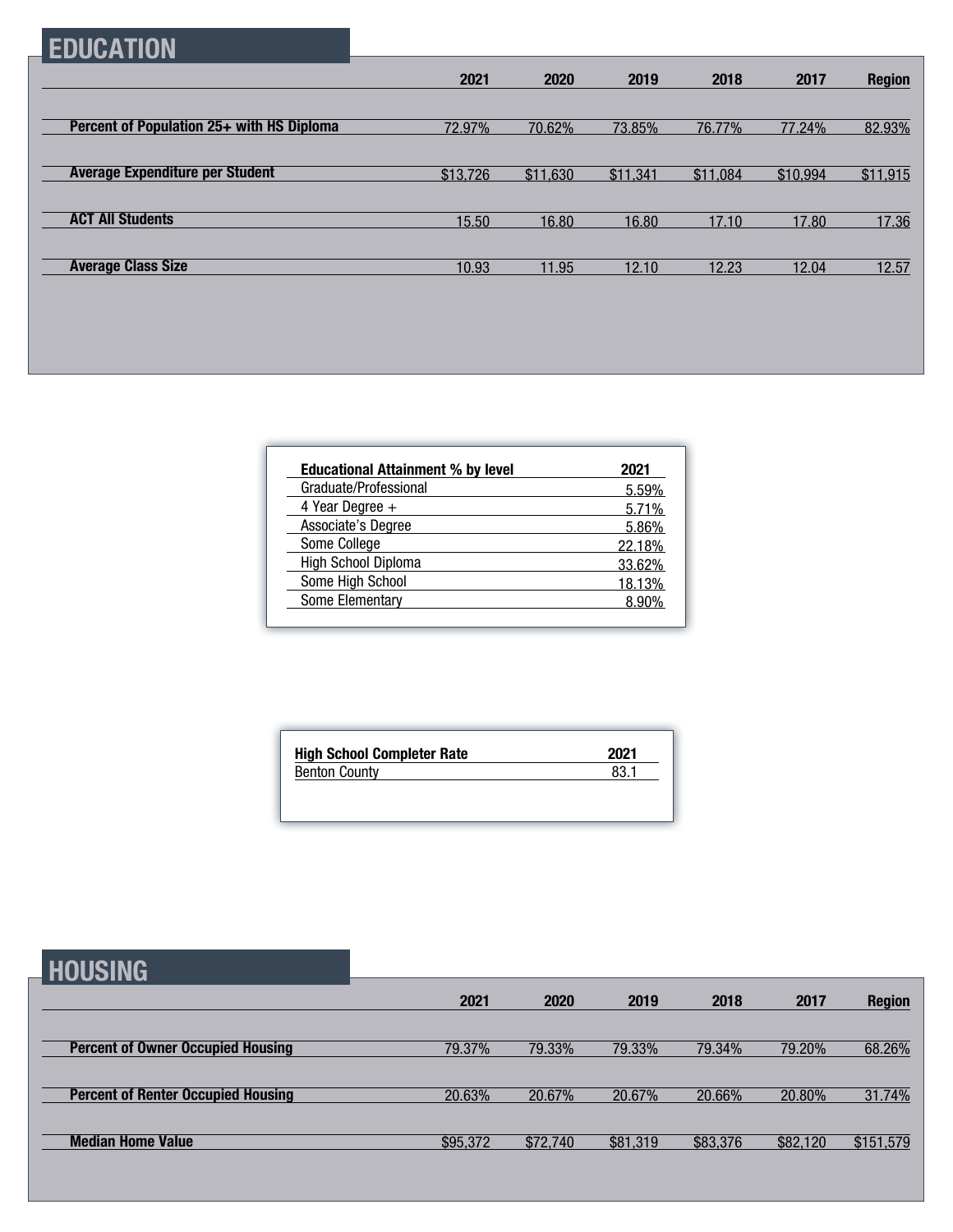## EDUCATION

| | 2021 | 2020 | 2019 | 2018 | 2017 | Region |
|---|---|---|---|---|---|---|
| **Percent of Population 25+ with HS Diploma** | 72.97% | 70.62% | 73.85% | 76.77% | 77.24% | 82.93% |
| **Average Expenditure per Student** | $13,726 | $11,630 | $11,341 | $11,084 | $10,994 | $11,915 |
| **ACT All Students** | 15.50 | 16.80 | 16.80 | 17.10 | 17.80 | 17.36 |
| **Average Class Size** | 10.93 | 11.95 | 12.10 | 12.23 | 12.04 | 12.57 |

| Educational Attainment % by level | 2021 |
|---|---|
| Graduate/Professional | 5.59% |
| 4 Year Degree + | 5.71% |
| Associate's Degree | 5.86% |
| Some College | 22.18% |
| High School Diploma | 33.62% |
| Some High School | 18.13% |
| Some Elementary | 8.90% |

| High School Completer Rate | 2021 |
|---|---|
| Benton County | 83.1 |

## HOUSING

| | 2021 | 2020 | 2019 | 2018 | 2017 | Region |
|---|---|---|---|---|---|---|
| **Percent of Owner Occupied Housing** | 79.37% | 79.33% | 79.33% | 79.34% | 79.20% | 68.26% |
| **Percent of Renter Occupied Housing** | 20.63% | 20.67% | 20.67% | 20.66% | 20.80% | 31.74% |
| **Median Home Value** | $95,372 | $72,740 | $81,319 | $83,376 | $82,120 | $151,579 |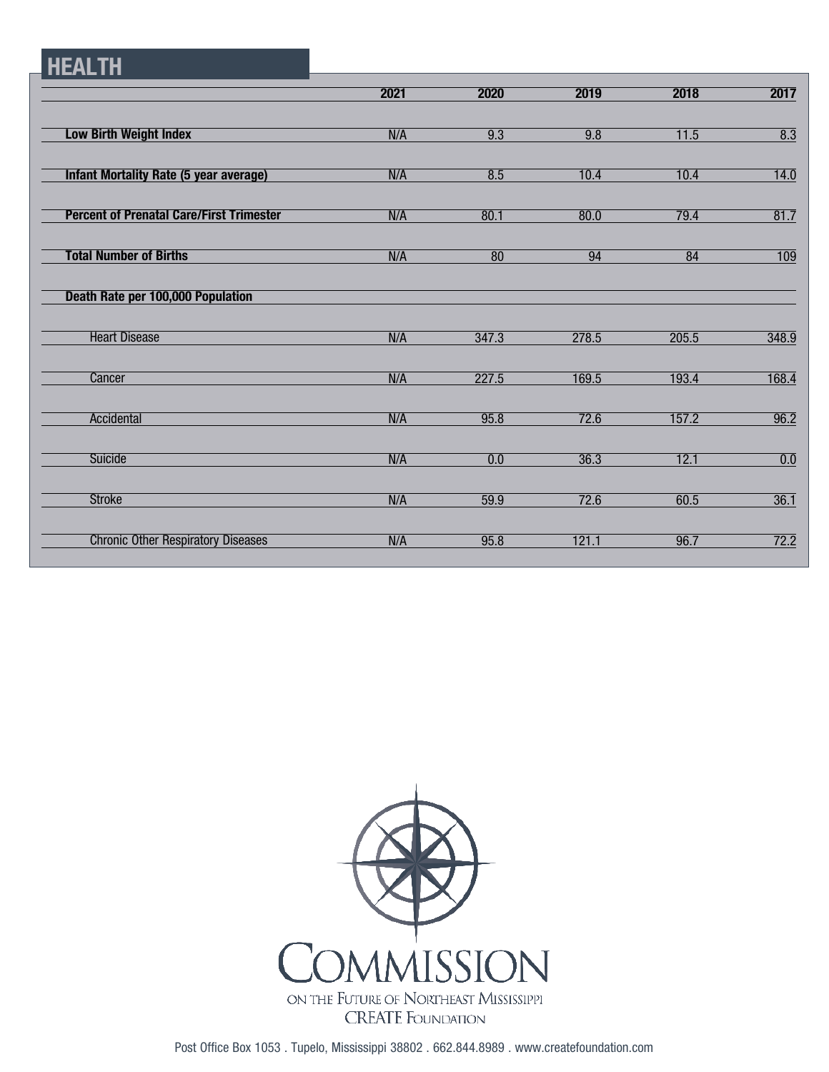## HEALTH

| | 2021 | 2020 | 2019 | 2018 | 2017 |
|---|---|---|---|---|---|
| **Low Birth Weight Index** | N/A | 9.3 | 9.8 | 11.5 | 8.3 |
| **Infant Mortality Rate (5 year average)** | N/A | 8.5 | 10.4 | 10.4 | 14.0 |
| **Percent of Prenatal Care/First Trimester** | N/A | 80.1 | 80.0 | 79.4 | 81.7 |
| **Total Number of Births** | N/A | 80 | 94 | 84 | 109 |
| **Death Rate per 100,000 Population** | | | | | |
| Heart Disease | N/A | 347.3 | 278.5 | 205.5 | 348.9 |
| Cancer | N/A | 227.5 | 169.5 | 193.4 | 168.4 |
| Accidental | N/A | 95.8 | 72.6 | 157.2 | 96.2 |
| Suicide | N/A | 0.0 | 36.3 | 12.1 | 0.0 |
| Stroke | N/A | 59.9 | 72.6 | 60.5 | 36.1 |
| Chronic Other Respiratory Diseases | N/A | 95.8 | 121.1 | 96.7 | 72.2 |

COMMISSION
ON THE FUTURE OF NORTHEAST MISSISSIPPI
CREATE FOUNDATION

Post Office Box 1053 . Tupelo, Mississippi 38802 . 662.844.8989 . www.createfoundation.com